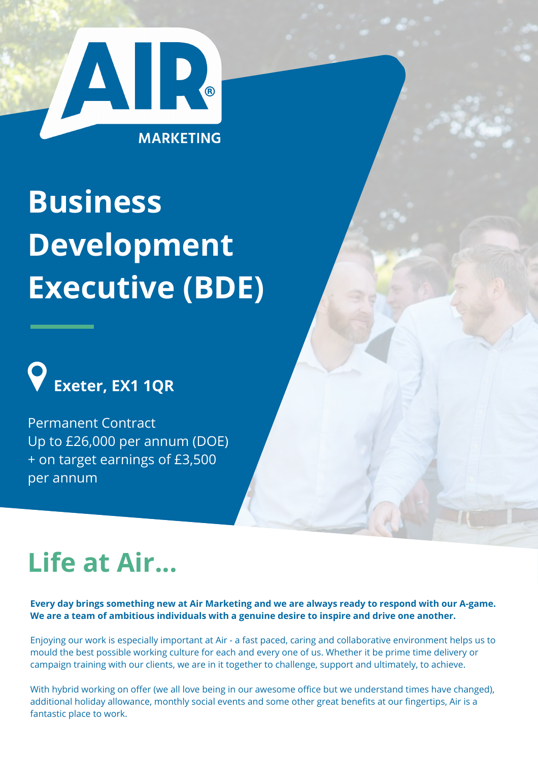AIR® MARKETING

# Business Development Executive (BDE)

**Exeter, EX1 1QR**

Permanent Contract
Up to £26,000 per annum (DOE)
+ on target earnings of £3,500 per annum

## Life at Air...

**Every day brings something new at Air Marketing and we are always ready to respond with our A-game. We are a team of ambitious individuals with a genuine desire to inspire and drive one another.**

Enjoying our work is especially important at Air - a fast paced, caring and collaborative environment helps us to mould the best possible working culture for each and every one of us. Whether it be prime time delivery or campaign training with our clients, we are in it together to challenge, support and ultimately, to achieve.

With hybrid working on offer (we all love being in our awesome office but we understand times have changed), additional holiday allowance, monthly social events and some other great benefits at our fingertips, Air is a fantastic place to work.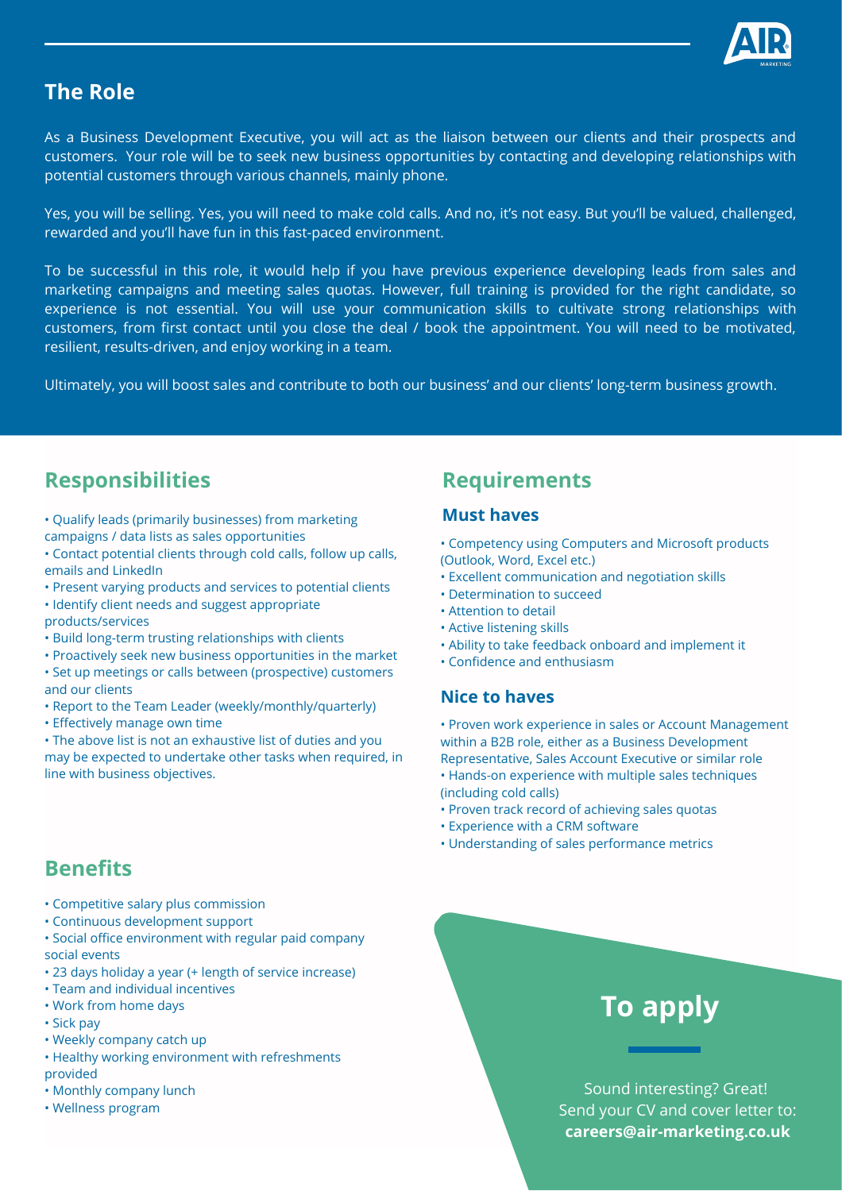## The Role

As a Business Development Executive, you will act as the liaison between our clients and their prospects and customers. Your role will be to seek new business opportunities by contacting and developing relationships with potential customers through various channels, mainly phone.

Yes, you will be selling. Yes, you will need to make cold calls. And no, it's not easy. But you'll be valued, challenged, rewarded and you'll have fun in this fast-paced environment.

To be successful in this role, it would help if you have previous experience developing leads from sales and marketing campaigns and meeting sales quotas. However, full training is provided for the right candidate, so experience is not essential. You will use your communication skills to cultivate strong relationships with customers, from first contact until you close the deal / book the appointment. You will need to be motivated, resilient, results-driven, and enjoy working in a team.

Ultimately, you will boost sales and contribute to both our business' and our clients' long-term business growth.

## Responsibilities

- Qualify leads (primarily businesses) from marketing campaigns / data lists as sales opportunities
- Contact potential clients through cold calls, follow up calls, emails and LinkedIn
- Present varying products and services to potential clients
- Identify client needs and suggest appropriate products/services
- Build long-term trusting relationships with clients
- Proactively seek new business opportunities in the market
- Set up meetings or calls between (prospective) customers and our clients
- Report to the Team Leader (weekly/monthly/quarterly)
- Effectively manage own time
- The above list is not an exhaustive list of duties and you may be expected to undertake other tasks when required, in line with business objectives.

## Requirements

### Must haves

- Competency using Computers and Microsoft products (Outlook, Word, Excel etc.)
- Excellent communication and negotiation skills
- Determination to succeed
- Attention to detail
- Active listening skills
- Ability to take feedback onboard and implement it
- Confidence and enthusiasm

### Nice to haves

- Proven work experience in sales or Account Management within a B2B role, either as a Business Development Representative, Sales Account Executive or similar role
- Hands-on experience with multiple sales techniques (including cold calls)
- Proven track record of achieving sales quotas
- Experience with a CRM software
- Understanding of sales performance metrics

## Benefits

- Competitive salary plus commission
- Continuous development support
- Social office environment with regular paid company social events
- 23 days holiday a year (+ length of service increase)
- Team and individual incentives
- Work from home days
- Sick pay
- Weekly company catch up
- Healthy working environment with refreshments provided
- Monthly company lunch
- Wellness program

## To apply

Sound interesting? Great!
Send your CV and cover letter to:
**careers@air-marketing.co.uk**